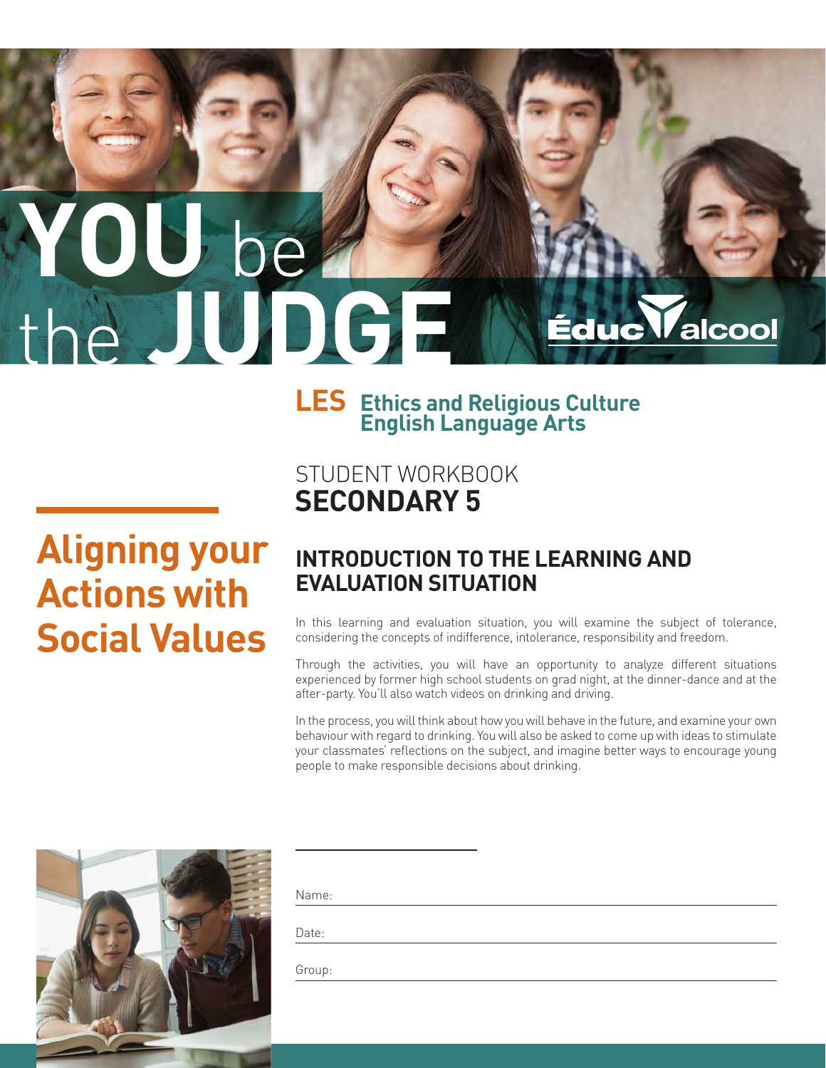# YOU be the JUDGE

Éduc'alcool

**LES** **Ethics and Religious Culture**
**English Language Arts**

STUDENT WORKBOOK
**SECONDARY 5**

## Aligning your Actions with Social Values

## INTRODUCTION TO THE LEARNING AND EVALUATION SITUATION

In this learning and evaluation situation, you will examine the subject of tolerance, considering the concepts of indifference, intolerance, responsibility and freedom.

Through the activities, you will have an opportunity to analyze different situations experienced by former high school students on grad night, at the dinner-dance and at the after-party. You'll also watch videos on drinking and driving.

In the process, you will think about how you will behave in the future, and examine your own behaviour with regard to drinking. You will also be asked to come up with ideas to stimulate your classmates' reflections on the subject, and imagine better ways to encourage young people to make responsible decisions about drinking.

Name: \_\_\_\_\_\_\_\_\_\_\_\_\_\_\_\_\_\_\_\_

Date: \_\_\_\_\_\_\_\_\_\_\_\_\_\_\_\_\_\_\_\_

Group: \_\_\_\_\_\_\_\_\_\_\_\_\_\_\_\_\_\_\_\_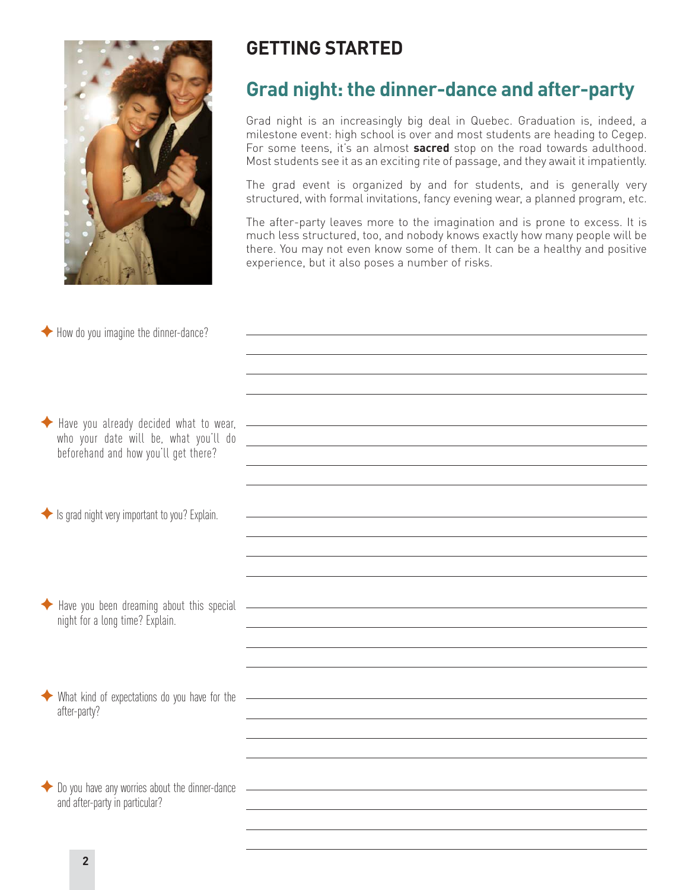## GETTING STARTED

## Grad night: the dinner-dance and after-party

Grad night is an increasingly big deal in Quebec. Graduation is, indeed, a milestone event: high school is over and most students are heading to Cegep. For some teens, it's an almost **sacred** stop on the road towards adulthood. Most students see it as an exciting rite of passage, and they await it impatiently.

The grad event is organized by and for students, and is generally very structured, with formal invitations, fancy evening wear, a planned program, etc.

The after-party leaves more to the imagination and is prone to excess. It is much less structured, too, and nobody knows exactly how many people will be there. You may not even know some of them. It can be a healthy and positive experience, but it also poses a number of risks.

- How do you imagine the dinner-dance?
- Have you already decided what to wear, who your date will be, what you'll do beforehand and how you'll get there?
- Is grad night very important to you? Explain.
- Have you been dreaming about this special night for a long time? Explain.
- What kind of expectations do you have for the after-party?
- Do you have any worries about the dinner-dance and after-party in particular?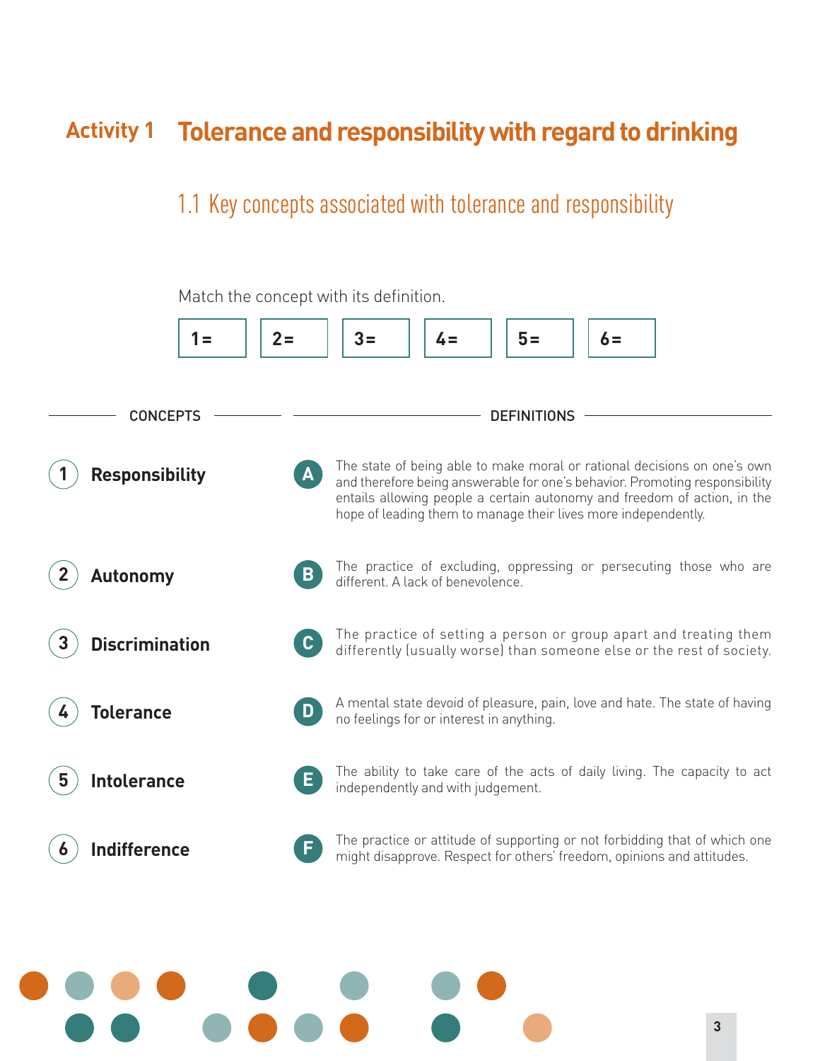# Activity 1 Tolerance and responsibility with regard to drinking

## 1.1 Key concepts associated with tolerance and responsibility

Match the concept with its definition.

| 1 = | 2 = | 3 = | 4 = | 5 = | 6 = |
|---|---|---|---|---|---|

| CONCEPTS | DEFINITIONS |
|---|---|
| 1 **Responsibility** | **A** The state of being able to make moral or rational decisions on one's own and therefore being answerable for one's behavior. Promoting responsibility entails allowing people a certain autonomy and freedom of action, in the hope of leading them to manage their lives more independently. |
| 2 **Autonomy** | **B** The practice of excluding, oppressing or persecuting those who are different. A lack of benevolence. |
| 3 **Discrimination** | **C** The practice of setting a person or group apart and treating them differently (usually worse) than someone else or the rest of society. |
| 4 **Tolerance** | **D** A mental state devoid of pleasure, pain, love and hate. The state of having no feelings for or interest in anything. |
| 5 **Intolerance** | **E** The ability to take care of the acts of daily living. The capacity to act independently and with judgement. |
| 6 **Indifference** | **F** The practice or attitude of supporting or not forbidding that of which one might disapprove. Respect for others' freedom, opinions and attitudes. |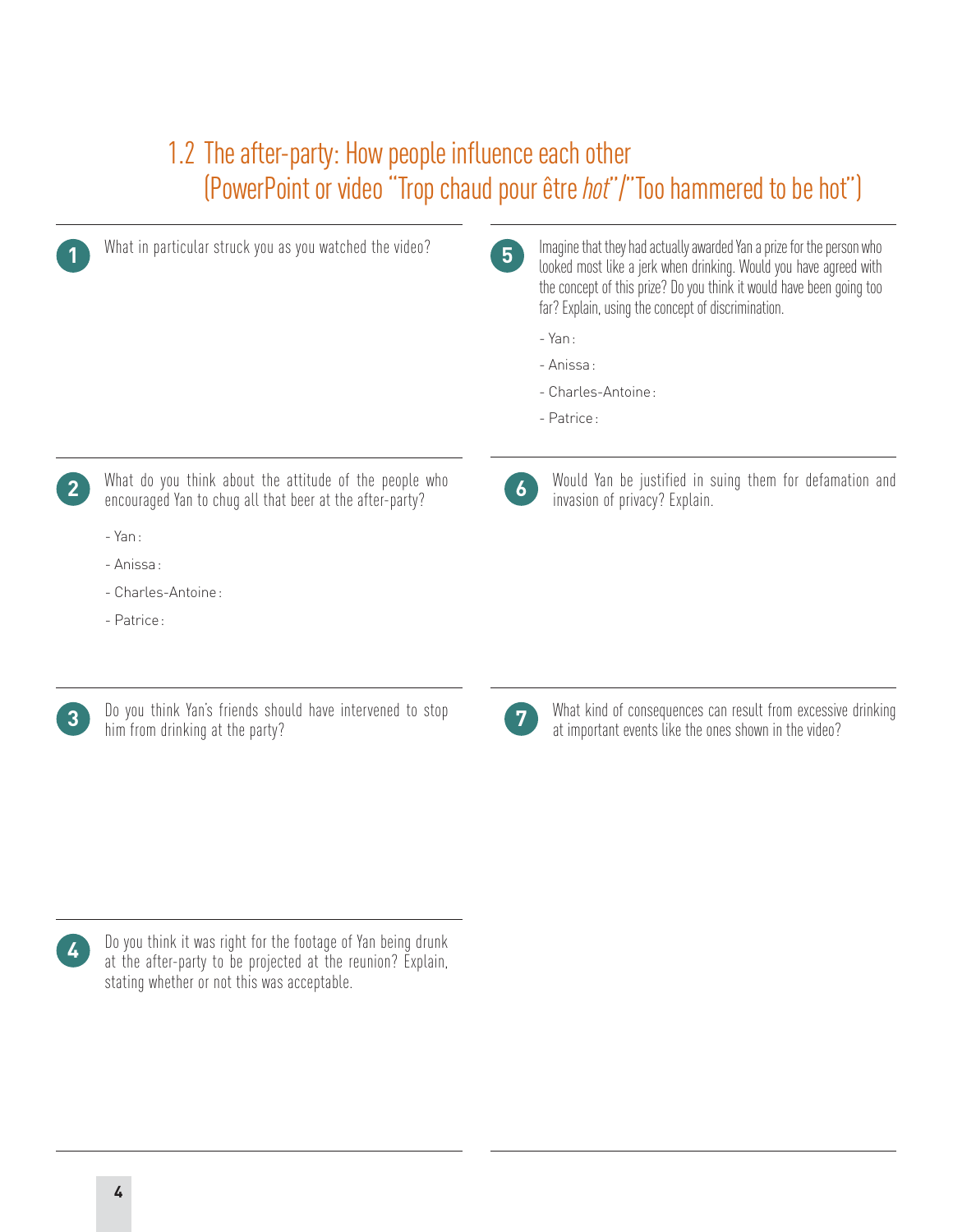## 1.2 The after-party: How people influence each other (PowerPoint or video "Trop chaud pour être *hot*"/"Too hammered to be hot")

**1** What in particular struck you as you watched the video?

**2** What do you think about the attitude of the people who encouraged Yan to chug all that beer at the after-party?

- Yan :
- Anissa :
- Charles-Antoine :
- Patrice :

**3** Do you think Yan's friends should have intervened to stop him from drinking at the party?

**4** Do you think it was right for the footage of Yan being drunk at the after-party to be projected at the reunion? Explain, stating whether or not this was acceptable.

**5** Imagine that they had actually awarded Yan a prize for the person who looked most like a jerk when drinking. Would you have agreed with the concept of this prize? Do you think it would have been going too far? Explain, using the concept of discrimination.

- Yan :
- Anissa :
- Charles-Antoine :
- Patrice :

**6** Would Yan be justified in suing them for defamation and invasion of privacy? Explain.

**7** What kind of consequences can result from excessive drinking at important events like the ones shown in the video?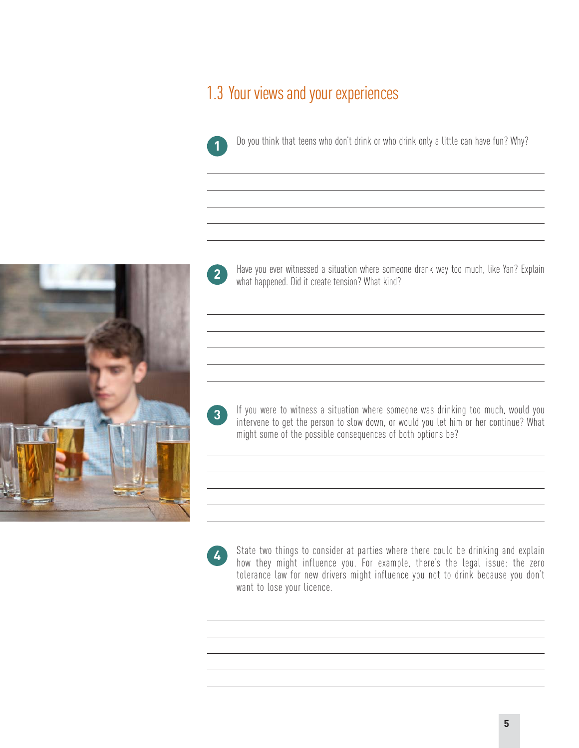## 1.3 Your views and your experiences

1. Do you think that teens who don't drink or who drink only a little can have fun? Why?

2. Have you ever witnessed a situation where someone drank way too much, like Yan? Explain what happened. Did it create tension? What kind?

3. If you were to witness a situation where someone was drinking too much, would you intervene to get the person to slow down, or would you let him or her continue? What might some of the possible consequences of both options be?

4. State two things to consider at parties where there could be drinking and explain how they might influence you. For example, there's the legal issue: the zero tolerance law for new drivers might influence you not to drink because you don't want to lose your licence.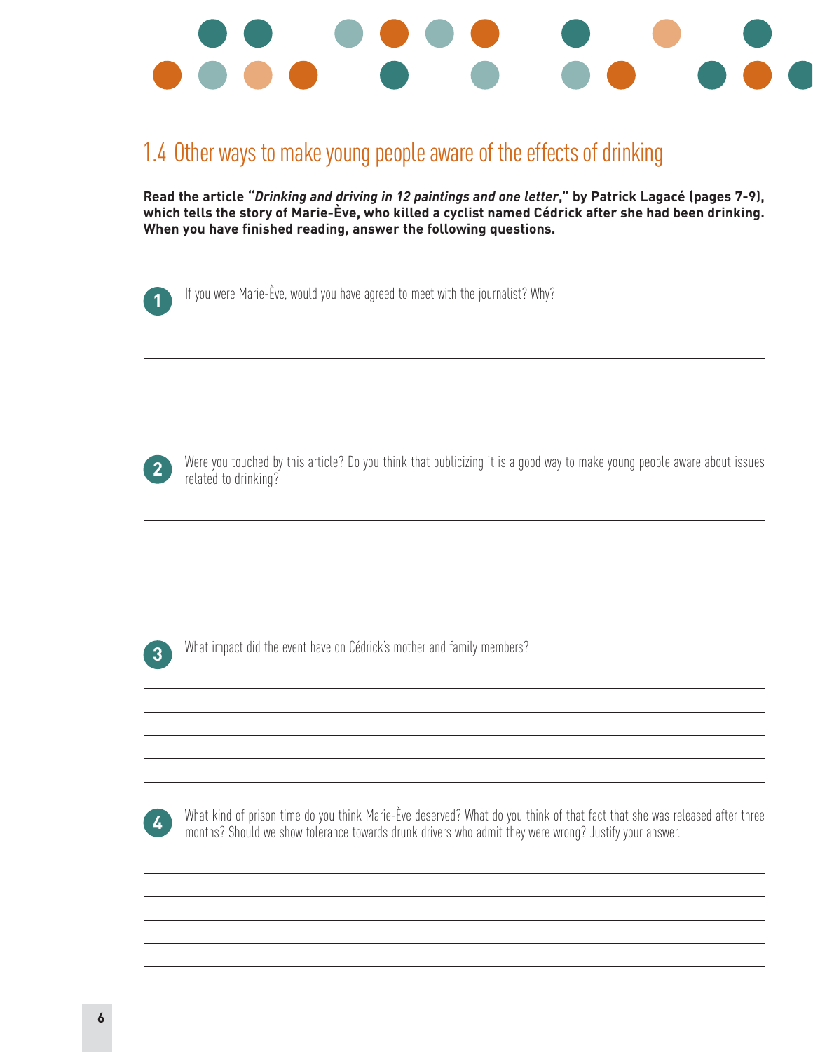## 1.4 Other ways to make young people aware of the effects of drinking

**Read the article "*Drinking and driving in 12 paintings and one letter*," by Patrick Lagacé (pages 7-9), which tells the story of Marie-Ève, who killed a cyclist named Cédrick after she had been drinking. When you have finished reading, answer the following questions.**

1. If you were Marie-Ève, would you have agreed to meet with the journalist? Why?

2. Were you touched by this article? Do you think that publicizing it is a good way to make young people aware about issues related to drinking?

3. What impact did the event have on Cédrick's mother and family members?

4. What kind of prison time do you think Marie-Ève deserved? What do you think of that fact that she was released after three months? Should we show tolerance towards drunk drivers who admit they were wrong? Justify your answer.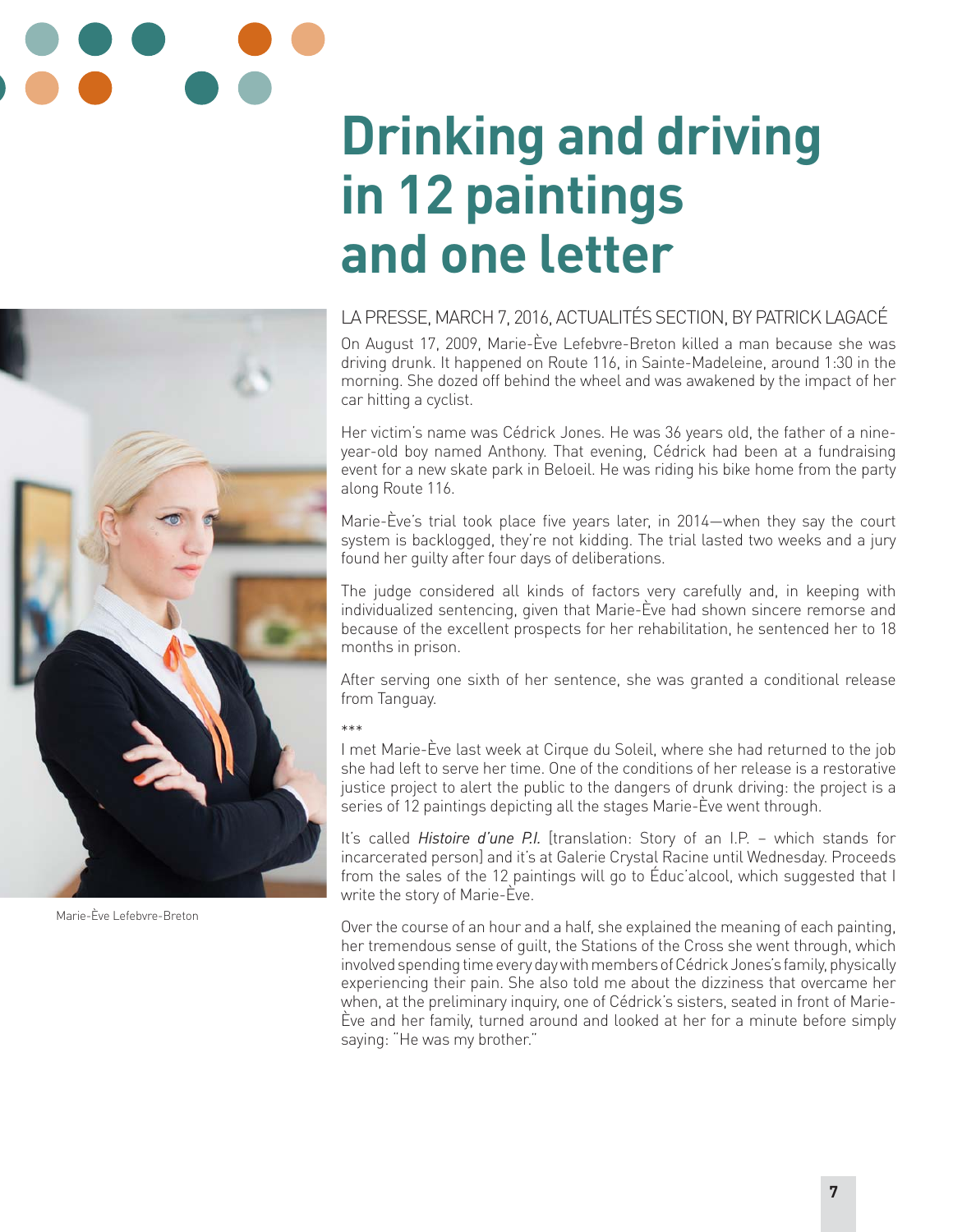# Drinking and driving in 12 paintings and one letter

Marie-Ève Lefebvre-Breton

LA PRESSE, MARCH 7, 2016, ACTUALITÉS SECTION, BY PATRICK LAGACÉ

On August 17, 2009, Marie-Ève Lefebvre-Breton killed a man because she was driving drunk. It happened on Route 116, in Sainte-Madeleine, around 1:30 in the morning. She dozed off behind the wheel and was awakened by the impact of her car hitting a cyclist.

Her victim's name was Cédrick Jones. He was 36 years old, the father of a nine-year-old boy named Anthony. That evening, Cédrick had been at a fundraising event for a new skate park in Beloeil. He was riding his bike home from the party along Route 116.

Marie-Ève's trial took place five years later, in 2014—when they say the court system is backlogged, they're not kidding. The trial lasted two weeks and a jury found her guilty after four days of deliberations.

The judge considered all kinds of factors very carefully and, in keeping with individualized sentencing, given that Marie-Ève had shown sincere remorse and because of the excellent prospects for her rehabilitation, he sentenced her to 18 months in prison.

After serving one sixth of her sentence, she was granted a conditional release from Tanguay.

***

I met Marie-Ève last week at Cirque du Soleil, where she had returned to the job she had left to serve her time. One of the conditions of her release is a restorative justice project to alert the public to the dangers of drunk driving: the project is a series of 12 paintings depicting all the stages Marie-Ève went through.

It's called *Histoire d'une P.I.* [translation: Story of an I.P. – which stands for incarcerated person] and it's at Galerie Crystal Racine until Wednesday. Proceeds from the sales of the 12 paintings will go to Éduc'alcool, which suggested that I write the story of Marie-Ève.

Over the course of an hour and a half, she explained the meaning of each painting, her tremendous sense of guilt, the Stations of the Cross she went through, which involved spending time every day with members of Cédrick Jones's family, physically experiencing their pain. She also told me about the dizziness that overcame her when, at the preliminary inquiry, one of Cédrick's sisters, seated in front of Marie-Ève and her family, turned around and looked at her for a minute before simply saying: "He was my brother."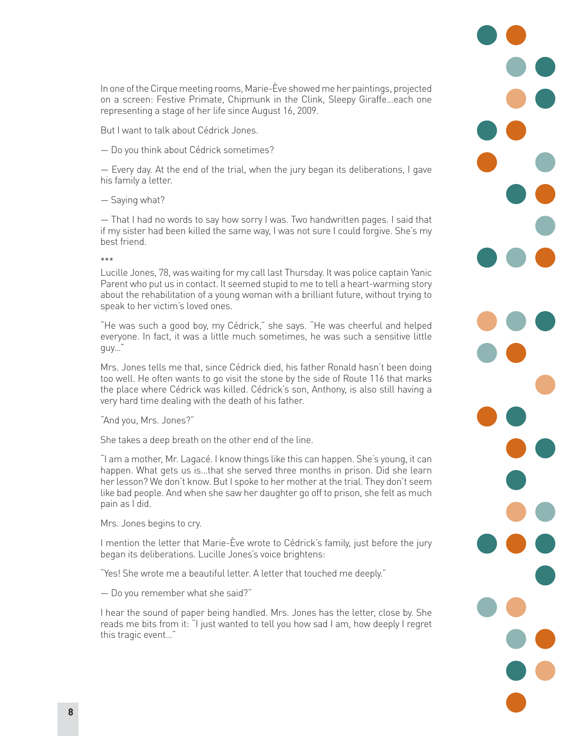In one of the Cirque meeting rooms, Marie-Ève showed me her paintings, projected on a screen: Festive Primate, Chipmunk in the Clink, Sleepy Giraffe…each one representing a stage of her life since August 16, 2009.

But I want to talk about Cédrick Jones.

— Do you think about Cédrick sometimes?

— Every day. At the end of the trial, when the jury began its deliberations, I gave his family a letter.

— Saying what?

— That I had no words to say how sorry I was. Two handwritten pages. I said that if my sister had been killed the same way, I was not sure I could forgive. She's my best friend.

\*\*\*

Lucille Jones, 78, was waiting for my call last Thursday. It was police captain Yanic Parent who put us in contact. It seemed stupid to me to tell a heart-warming story about the rehabilitation of a young woman with a brilliant future, without trying to speak to her victim's loved ones.

"He was such a good boy, my Cédrick," she says. "He was cheerful and helped everyone. In fact, it was a little much sometimes, he was such a sensitive little guy…"

Mrs. Jones tells me that, since Cédrick died, his father Ronald hasn't been doing too well. He often wants to go visit the stone by the side of Route 116 that marks the place where Cédrick was killed. Cédrick's son, Anthony, is also still having a very hard time dealing with the death of his father.

"And you, Mrs. Jones?"

She takes a deep breath on the other end of the line.

"I am a mother, Mr. Lagacé. I know things like this can happen. She's young, it can happen. What gets us is…that she served three months in prison. Did she learn her lesson? We don't know. But I spoke to her mother at the trial. They don't seem like bad people. And when she saw her daughter go off to prison, she felt as much pain as I did.

Mrs. Jones begins to cry.

I mention the letter that Marie-Ève wrote to Cédrick's family, just before the jury began its deliberations. Lucille Jones's voice brightens:

"Yes! She wrote me a beautiful letter. A letter that touched me deeply."

— Do you remember what she said?"

I hear the sound of paper being handled. Mrs. Jones has the letter, close by. She reads me bits from it: "I just wanted to tell you how sad I am, how deeply I regret this tragic event…"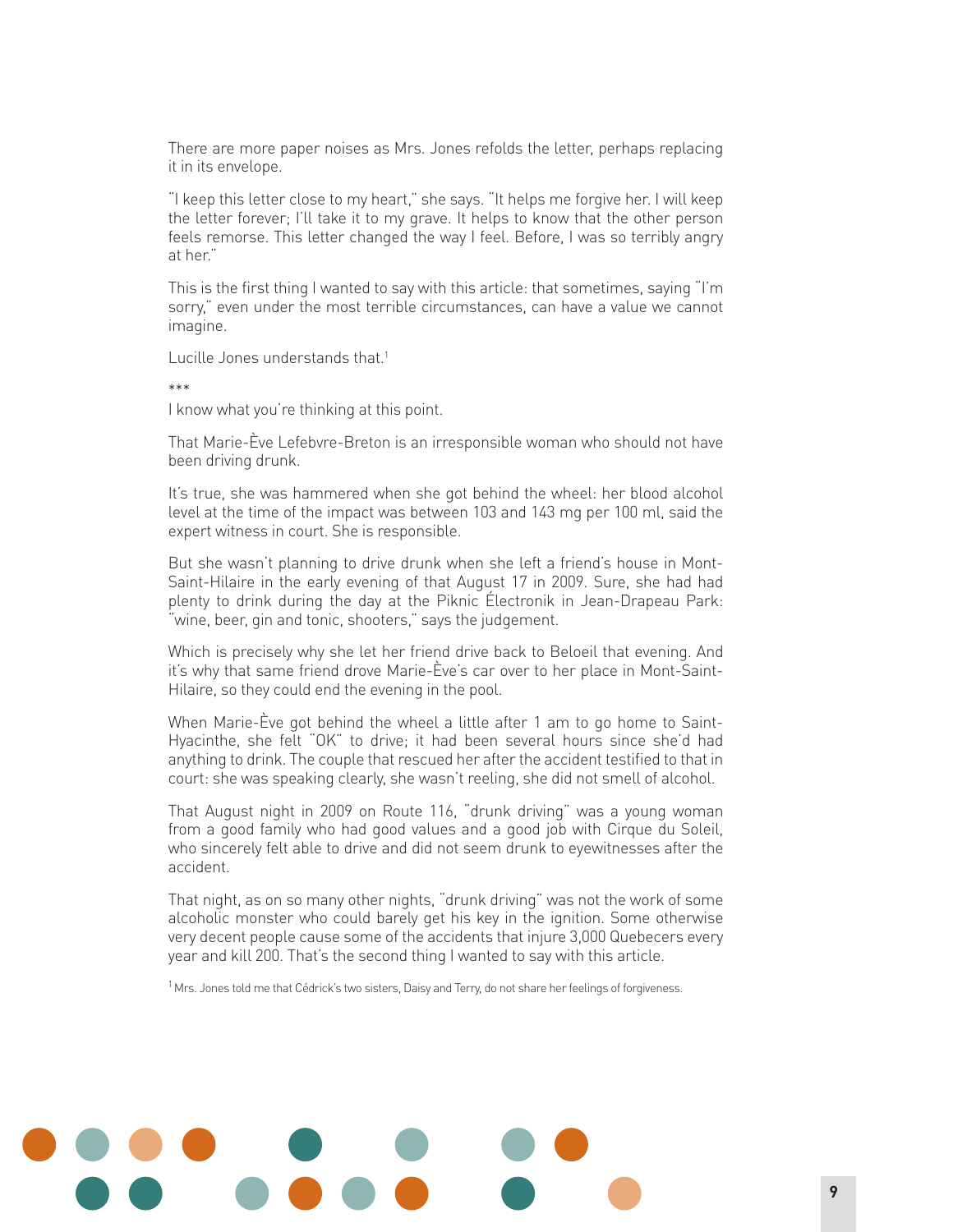There are more paper noises as Mrs. Jones refolds the letter, perhaps replacing it in its envelope.

"I keep this letter close to my heart," she says. "It helps me forgive her. I will keep the letter forever; I'll take it to my grave. It helps to know that the other person feels remorse. This letter changed the way I feel. Before, I was so terribly angry at her."

This is the first thing I wanted to say with this article: that sometimes, saying "I'm sorry," even under the most terrible circumstances, can have a value we cannot imagine.

Lucille Jones understands that.[1]

***

I know what you're thinking at this point.

That Marie-Ève Lefebvre-Breton is an irresponsible woman who should not have been driving drunk.

It's true, she was hammered when she got behind the wheel: her blood alcohol level at the time of the impact was between 103 and 143 mg per 100 ml, said the expert witness in court. She is responsible.

But she wasn't planning to drive drunk when she left a friend's house in Mont-Saint-Hilaire in the early evening of that August 17 in 2009. Sure, she had had plenty to drink during the day at the Piknic Électronik in Jean-Drapeau Park: "wine, beer, gin and tonic, shooters," says the judgement.

Which is precisely why she let her friend drive back to Beloeil that evening. And it's why that same friend drove Marie-Ève's car over to her place in Mont-Saint-Hilaire, so they could end the evening in the pool.

When Marie-Ève got behind the wheel a little after 1 am to go home to Saint-Hyacinthe, she felt "OK" to drive; it had been several hours since she'd had anything to drink. The couple that rescued her after the accident testified to that in court: she was speaking clearly, she wasn't reeling, she did not smell of alcohol.

That August night in 2009 on Route 116, "drunk driving" was a young woman from a good family who had good values and a good job with Cirque du Soleil, who sincerely felt able to drive and did not seem drunk to eyewitnesses after the accident.

That night, as on so many other nights, "drunk driving" was not the work of some alcoholic monster who could barely get his key in the ignition. Some otherwise very decent people cause some of the accidents that injure 3,000 Quebecers every year and kill 200. That's the second thing I wanted to say with this article.

[1] Mrs. Jones told me that Cédrick's two sisters, Daisy and Terry, do not share her feelings of forgiveness.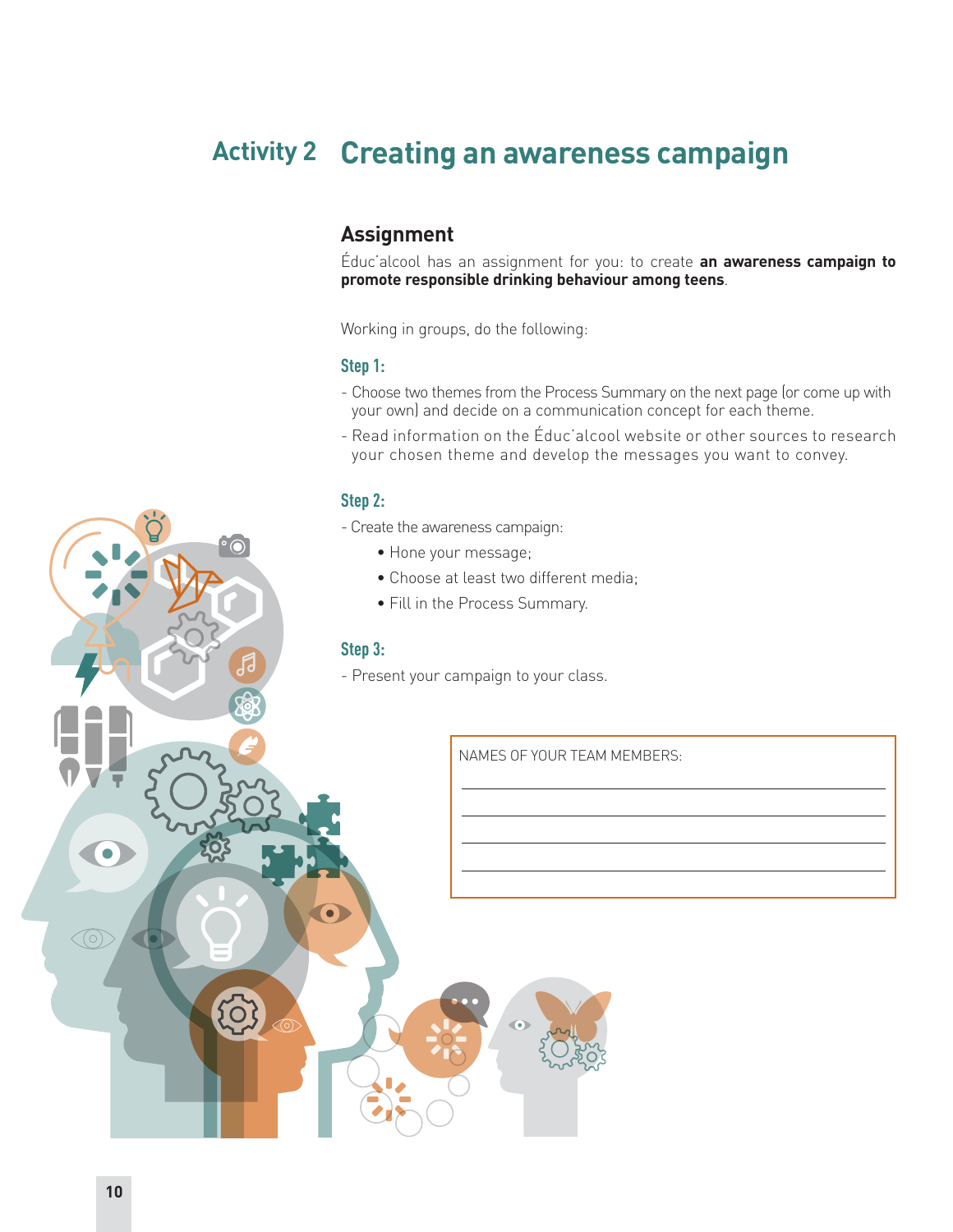# Activity 2 Creating an awareness campaign

## Assignment

Éduc'alcool has an assignment for you: to create **an awareness campaign to promote responsible drinking behaviour among teens**.

Working in groups, do the following:

### Step 1:

- Choose two themes from the Process Summary on the next page (or come up with your own) and decide on a communication concept for each theme.
- Read information on the Éduc'alcool website or other sources to research your chosen theme and develop the messages you want to convey.

### Step 2:

- Create the awareness campaign:
  - Hone your message;
  - Choose at least two different media;
  - Fill in the Process Summary.

### Step 3:

- Present your campaign to your class.

NAMES OF YOUR TEAM MEMBERS:

\_\_\_\_\_\_\_\_\_\_\_\_\_\_\_\_\_\_\_\_\_\_\_\_\_\_\_\_\_\_\_\_\_\_\_\_\_\_\_\_

\_\_\_\_\_\_\_\_\_\_\_\_\_\_\_\_\_\_\_\_\_\_\_\_\_\_\_\_\_\_\_\_\_\_\_\_\_\_\_\_

\_\_\_\_\_\_\_\_\_\_\_\_\_\_\_\_\_\_\_\_\_\_\_\_\_\_\_\_\_\_\_\_\_\_\_\_\_\_\_\_

\_\_\_\_\_\_\_\_\_\_\_\_\_\_\_\_\_\_\_\_\_\_\_\_\_\_\_\_\_\_\_\_\_\_\_\_\_\_\_\_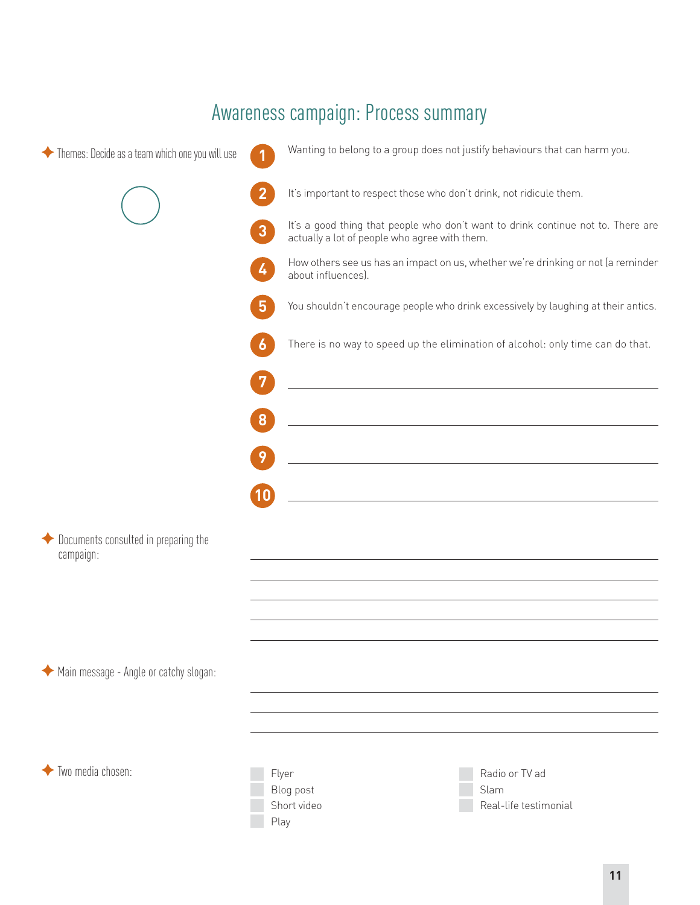# Awareness campaign: Process summary

✦ Themes: Decide as a team which one you will use

1. Wanting to belong to a group does not justify behaviours that can harm you.
2. It's important to respect those who don't drink, not ridicule them.
3. It's a good thing that people who don't want to drink continue not to. There are actually a lot of people who agree with them.
4. How others see us has an impact on us, whether we're drinking or not (a reminder about influences).
5. You shouldn't encourage people who drink excessively by laughing at their antics.
6. There is no way to speed up the elimination of alcohol: only time can do that.
7. \_\_\_\_\_\_\_\_\_\_\_\_\_\_\_\_\_\_\_\_
8. \_\_\_\_\_\_\_\_\_\_\_\_\_\_\_\_\_\_\_\_
9. \_\_\_\_\_\_\_\_\_\_\_\_\_\_\_\_\_\_\_\_
10. \_\_\_\_\_\_\_\_\_\_\_\_\_\_\_\_\_\_\_\_

✦ Documents consulted in preparing the campaign:

\_\_\_\_\_\_\_\_\_\_\_\_\_\_\_\_\_\_\_\_

\_\_\_\_\_\_\_\_\_\_\_\_\_\_\_\_\_\_\_\_

\_\_\_\_\_\_\_\_\_\_\_\_\_\_\_\_\_\_\_\_

\_\_\_\_\_\_\_\_\_\_\_\_\_\_\_\_\_\_\_\_

\_\_\_\_\_\_\_\_\_\_\_\_\_\_\_\_\_\_\_\_

✦ Main message - Angle or catchy slogan:

\_\_\_\_\_\_\_\_\_\_\_\_\_\_\_\_\_\_\_\_

\_\_\_\_\_\_\_\_\_\_\_\_\_\_\_\_\_\_\_\_

\_\_\_\_\_\_\_\_\_\_\_\_\_\_\_\_\_\_\_\_

✦ Two media chosen:

- ☐ Flyer
- ☐ Blog post
- ☐ Short video
- ☐ Play
- ☐ Radio or TV ad
- ☐ Slam
- ☐ Real-life testimonial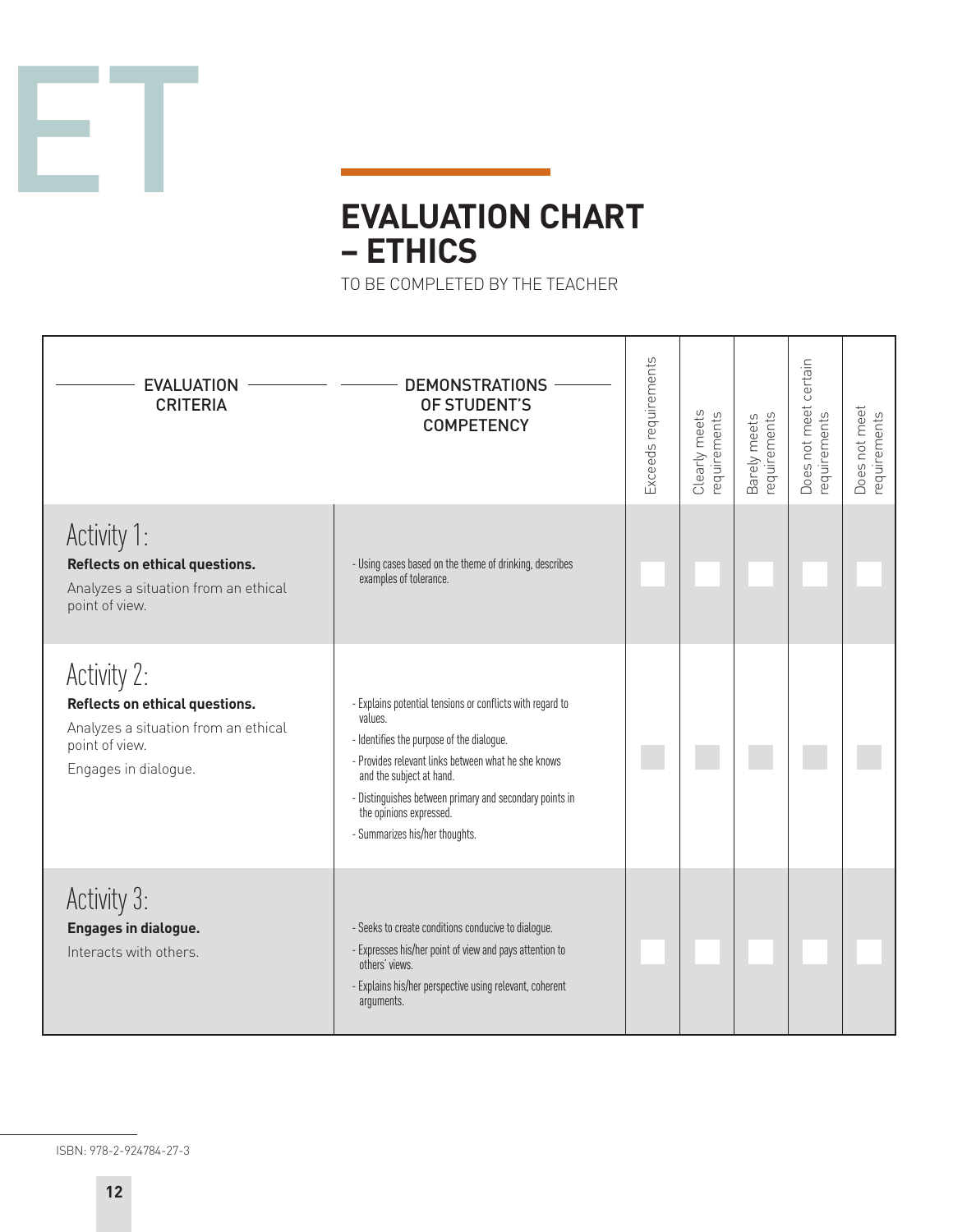# EVALUATION CHART – ETHICS

TO BE COMPLETED BY THE TEACHER

| EVALUATION CRITERIA | DEMONSTRATIONS OF STUDENT'S COMPETENCY | Exceeds requirements | Clearly meets requirements | Barely meets requirements | Does not meet certain requirements | Does not meet requirements |
|---|---|---|---|---|---|---|
| Activity 1:<br>**Reflects on ethical questions.**<br>Analyzes a situation from an ethical point of view. | - Using cases based on the theme of drinking, describes examples of tolerance. | | | | | |
| Activity 2:<br>**Reflects on ethical questions.**<br>Analyzes a situation from an ethical point of view.<br>Engages in dialogue. | - Explains potential tensions or conflicts with regard to values.<br>- Identifies the purpose of the dialogue.<br>- Provides relevant links between what he she knows and the subject at hand.<br>- Distinguishes between primary and secondary points in the opinions expressed.<br>- Summarizes his/her thoughts. | | | | | |
| Activity 3:<br>**Engages in dialogue.**<br>Interacts with others. | - Seeks to create conditions conducive to dialogue.<br>- Expresses his/her point of view and pays attention to others' views.<br>- Explains his/her perspective using relevant, coherent arguments. | | | | | |

ISBN: 978-2-924784-27-3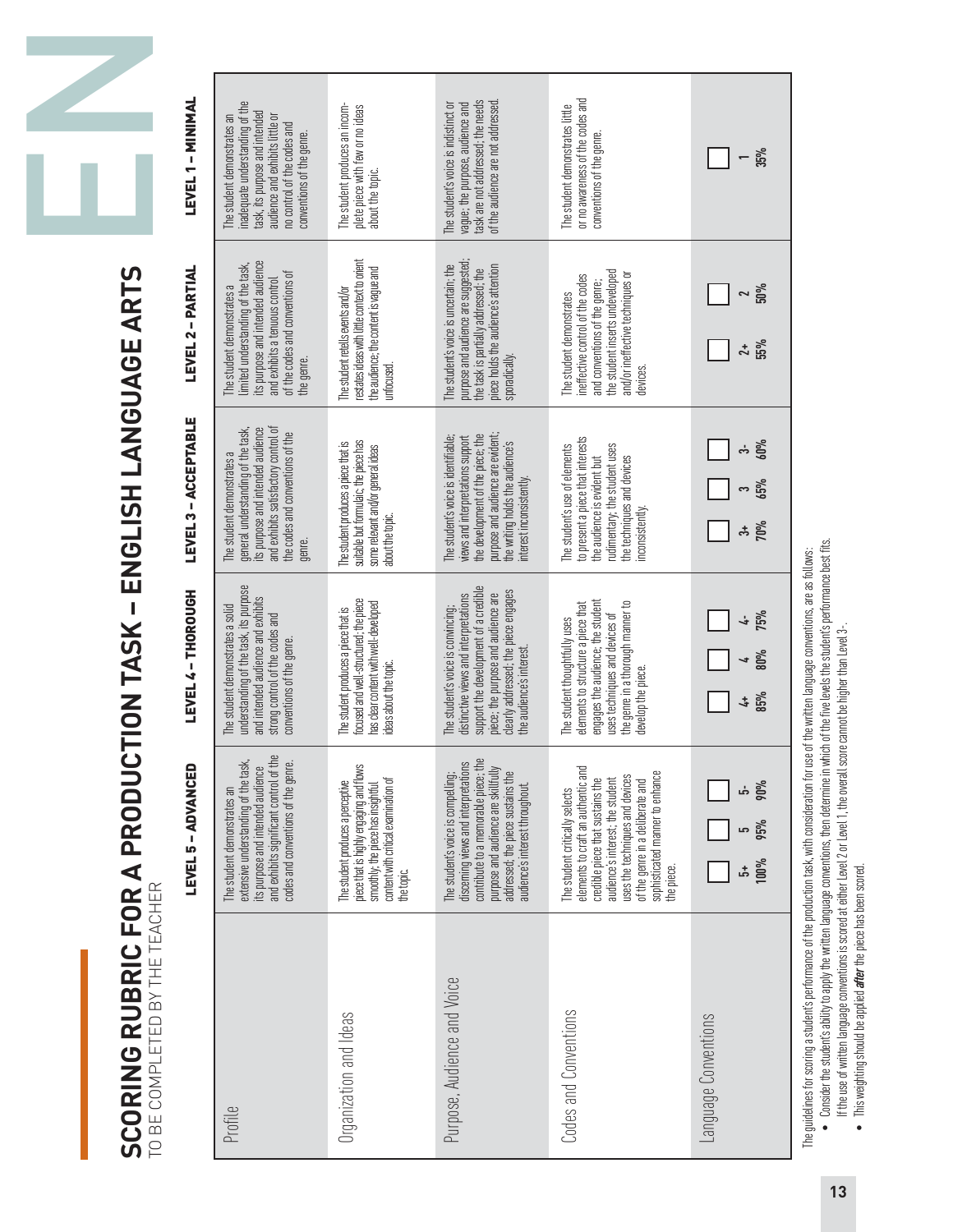# SCORING RUBRIC FOR A PRODUCTION TASK – ENGLISH LANGUAGE ARTS

TO BE COMPLETED BY THE TEACHER

| | LEVEL 5 – ADVANCED | LEVEL 4 – THOROUGH | LEVEL 3 – ACCEPTABLE | LEVEL 2 – PARTIAL | LEVEL 1 – MINIMAL |
|---|---|---|---|---|---|
| Profile | The student demonstrates an extensive understanding of the task, its purpose and intended audience and exhibits significant control of the codes and conventions of the genre. | The student demonstrates a solid understanding of the task, its purpose and intended audience and exhibits strong control of the codes and conventions of the genre. | The student demonstrates a general understanding of the task, its purpose and intended audience and exhibits satisfactory control of the codes and conventions of the genre. | The student demonstrates a limited understanding of the task, its purpose and intended audience and exhibits a tenuous control of the codes and conventions of the genre. | The student demonstrates an inadequate understanding of the task, its purpose and intended audience and exhibits little or no control of the codes and conventions of the genre. |
| Organization and Ideas | The student produces a perceptive piece that is highly engaging and flows smoothly; the piece has insightful content with critical examination of the topic. | The student produces a piece that is focused and well-structured; the piece has clear content with well-developed ideas about the topic. | The student produces a piece that is suitable but formulaic; the piece has some relevant and/or general ideas about the topic. | The student retells events and/or restates ideas with little context to orient the audience; the content is vague and unfocused. | The student produces an incomplete piece with few or no ideas about the topic. |
| Purpose, Audience and Voice | The student's voice is compelling; discerning views and interpretations contribute to a memorable piece; the purpose and audience are skillfully addressed; the piece sustains the audience's interest throughout. | The student's voice is convincing; distinctive views and interpretations support the development of a credible piece; the purpose and audience are clearly addressed; the piece engages the audience's interest. | The student's voice is identifiable; views and interpretations support the development of the piece; the purpose and audience are evident; the writing holds the audience's interest inconsistently. | The student's voice is uncertain; the purpose and audience are suggested; the task is partially addressed; the piece holds the audience's attention sporadically. | The student's voice is indistinct or vague; the purpose, audience and task are not addressed; the needs of the audience are not addressed. |
| Codes and Conventions | The student critically selects elements to craft an authentic and credible piece that sustains the audience's interest; the student uses the techniques and devices of the genre in a deliberate and sophisticated manner to enhance the piece. | The student thoughtfully uses elements to structure a piece that engages the audience; the student uses techniques and devices of the genre in a thorough manner to develop the piece. | The student's use of elements to present a piece that interests the audience is evident but rudimentary; the student uses the techniques and devices inconsistently. | The student demonstrates ineffective control of the codes and conventions of the genre; the student inserts undeveloped and/or ineffective techniques or devices. | The student demonstrates little or no awareness of the codes and conventions of the genre. |
| Language Conventions | ☐ 5+ 100% ☐ 5 95% ☐ 5- 90% | ☐ 4+ 85% ☐ 4 80% ☐ 4- 75% | ☐ 3+ 70% ☐ 3 65% ☐ 3- 60% | ☐ 2+ 55% ☐ 2 50% | ☐ 1 35% |

The guidelines for scoring a student's performance of the production task, with consideration for use of the written language conventions, are as follows:

- Consider the student's ability to apply the written language conventions, then determine in which of the five levels the student's performance best fits. If the use of written language conventions is scored at either Level 2 or Level 1, the overall score cannot be higher than Level 3-.
- This weighting should be applied ***after*** the piece has been scored.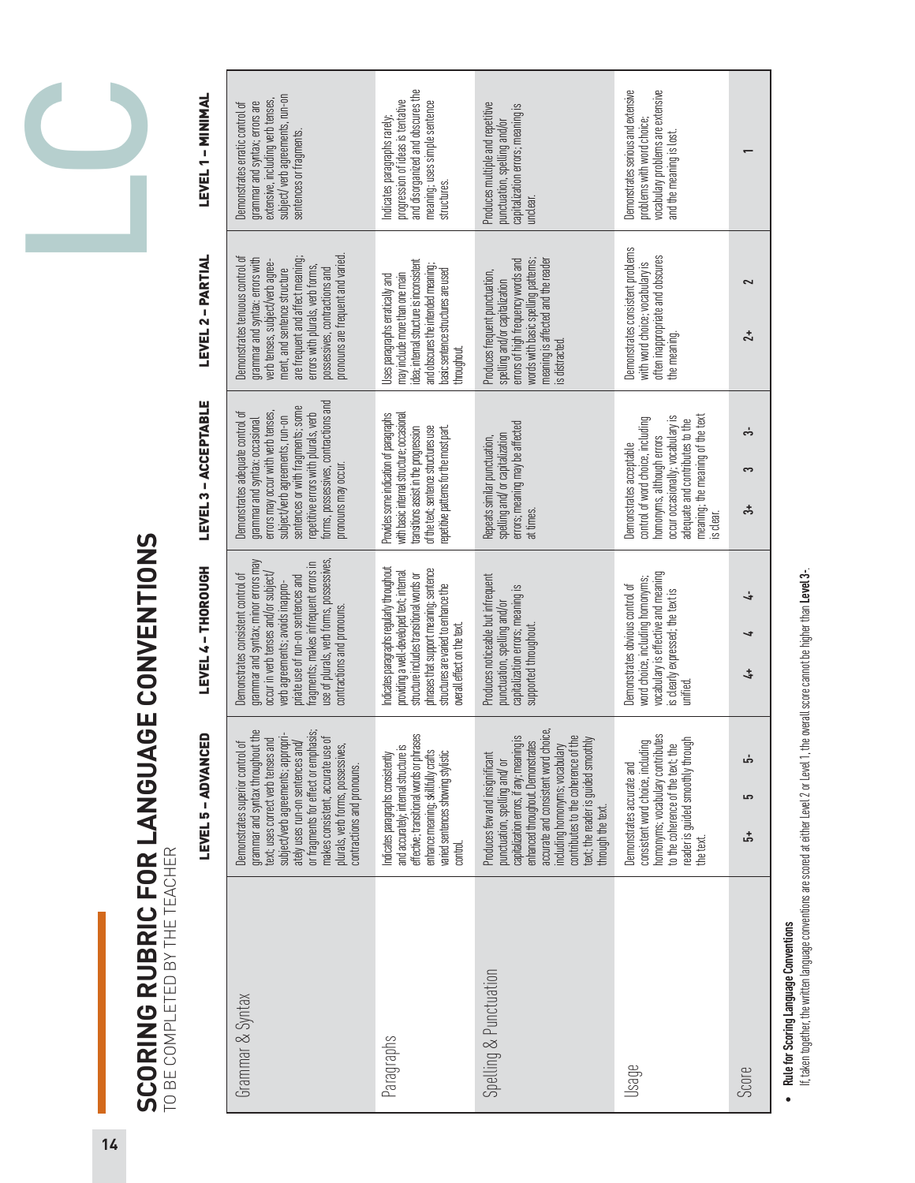# SCORING RUBRIC FOR LANGUAGE CONVENTIONS

TO BE COMPLETED BY THE TEACHER

LC

| | LEVEL 5 – ADVANCED | LEVEL 4 – THOROUGH | LEVEL 3 – ACCEPTABLE | LEVEL 2 – PARTIAL | LEVEL 1 – MINIMAL |
|---|---|---|---|---|---|
| Grammar & Syntax | Demonstrates superior control of grammar and syntax throughout the text; uses correct verb tenses and subject/verb agreements; appropriately uses run-on sentences and/or fragments for effect or emphasis; makes consistent, accurate use of plurals, verb forms, possessives, contractions and pronouns. | Demonstrates consistent control of grammar and syntax; minor errors may occur in verb tenses and/or subject/verb agreements; avoids inappropriate use of run-on sentences and fragments; makes infrequent errors in use of plurals, verb forms, possessives, contractions and pronouns. | Demonstrates adequate control of grammar and syntax: occasional errors may occur with verb tenses, subject/verb agreements, run-on sentences or with fragments; some repetitive errors with plurals, verb forms, possessives, contractions and pronouns may occur. | Demonstrates tenuous control of grammar and syntax: errors with verb tenses, subject/verb agreement, and sentence structure are frequent and affect meaning; errors with plurals, verb forms, possessives, contractions and pronouns are frequent and varied. | Demonstrates erratic control of grammar and syntax; errors are extensive, including verb tenses, subject/verb agreements, run-on sentences or fragments. |
| Paragraphs | Indicates paragraphs consistently and accurately; internal structure is effective; transitional words or phrases enhance meaning; skillfully crafts varied sentences showing stylistic control. | Indicates paragraphs regularly throughout providing a well-developed text; internal structure includes transitional words or phrases that support meaning; sentence structures are varied to enhance the overall effect on the text. | Provides some indication of paragraphs with basic internal structure; occasional transitions assist in the progression of the text; sentence structures use repetitive patterns for the most part. | Uses paragraphs erratically and may include more than one main idea; internal structure is inconsistent and obscures the intended meaning; basic sentence structures are used throughout. | Indicates paragraphs rarely; progression of ideas is tentative and disorganized and obscures the meaning; uses simple sentence structures. |
| Spelling & Punctuation | Produces few and insignificant punctuation, spelling and/or capitalization errors, if any; meaning is enhanced throughout. Demonstrates accurate and consistent word choice, including homonyms; vocabulary contributes to the coherence of the text; the reader is guided smoothly through the text. | Produces noticeable but infrequent punctuation, spelling and/or capitalization errors; meaning is supported throughout. | Repeats similar punctuation, spelling and/ or capitalization errors; meaning may be affected at times. | Produces frequent punctuation, spelling and/or capitalization errors of high frequency words and words with basic spelling patterns; meaning is affected and the reader is distracted. | Produces multiple and repetitive punctuation, spelling and/or capitalization errors; meaning is unclear. |
| Usage | Demonstrates accurate and consistent word choice, including homonyms; vocabulary contributes to the coherence of the text; the reader is guided smoothly through the text. | Demonstrates obvious control of word choice, including homonyms; vocabulary is effective and meaning is clearly expressed; the text is unified. | Demonstrates acceptable control of word choice, including homonyms, although errors occur occasionally; vocabulary is adequate and contributes to the meaning; the meaning of the text is clear. | Demonstrates consistent problems with word choice; vocabulary is often inappropriate and obscures the meaning. | Demonstrates serious and extensive problems with word choice; vocabulary problems are extensive and the meaning is lost. |
| Score | 5+ 5 5- | 4+ 4 4- | 3+ 3 3- | 2+ 2 | 1 |

- **Rule for Scoring Language Conventions**

  If, taken together, the written language conventions are scored at either Level 2 or Level 1, the overall score cannot be higher than **Level 3-**.